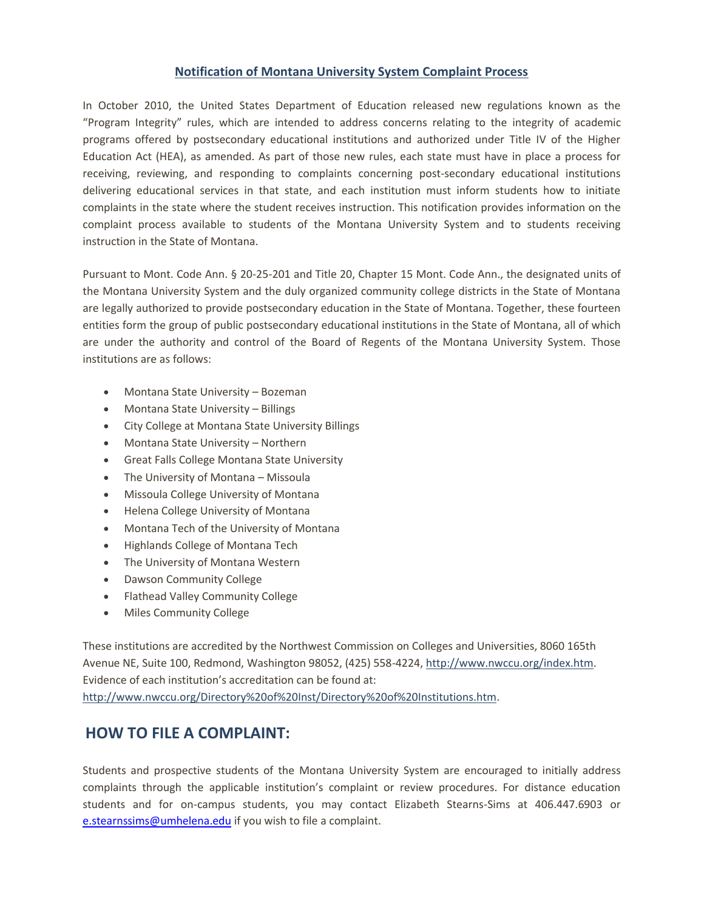## Notification of Montana University System Complaint Process

In October 2010, the United States Department of Education released new regulations known as the "Program Integrity" rules, which are intended to address concerns relating to the integrity of academic programs offered by postsecondary educational institutions and authorized under Title IV of the Higher Education Act (HEA), as amended. As part of those new rules, each state must have in place a process for receiving, reviewing, and responding to complaints concerning post-secondary educational institutions delivering educational services in that state, and each institution must inform students how to initiate complaints in the state where the student receives instruction. This notification provides information on the complaint process available to students of the Montana University System and to students receiving instruction in the State of Montana.

Pursuant to Mont. Code Ann. § 20-25-201 and Title 20, Chapter 15 Mont. Code Ann., the designated units of the Montana University System and the duly organized community college districts in the State of Montana are legally authorized to provide postsecondary education in the State of Montana. Together, these fourteen entities form the group of public postsecondary educational institutions in the State of Montana, all of which are under the authority and control of the Board of Regents of the Montana University System. Those institutions are as follows:

- Montana State University – Bozeman
- Montana State University – Billings
- City College at Montana State University Billings
- Montana State University – Northern
- Great Falls College Montana State University
- The University of Montana – Missoula
- Missoula College University of Montana
- Helena College University of Montana
- Montana Tech of the University of Montana
- Highlands College of Montana Tech
- The University of Montana Western
- Dawson Community College
- Flathead Valley Community College
- Miles Community College

These institutions are accredited by the Northwest Commission on Colleges and Universities, 8060 165th Avenue NE, Suite 100, Redmond, Washington 98052, (425) 558-4224, http://www.nwccu.org/index.htm. Evidence of each institution's accreditation can be found at: http://www.nwccu.org/Directory%20of%20Inst/Directory%20of%20Institutions.htm.

## HOW TO FILE A COMPLAINT:

Students and prospective students of the Montana University System are encouraged to initially address complaints through the applicable institution's complaint or review procedures. For distance education students and for on-campus students, you may contact Elizabeth Stearns-Sims at 406.447.6903 or e.stearnssims@umhelena.edu if you wish to file a complaint.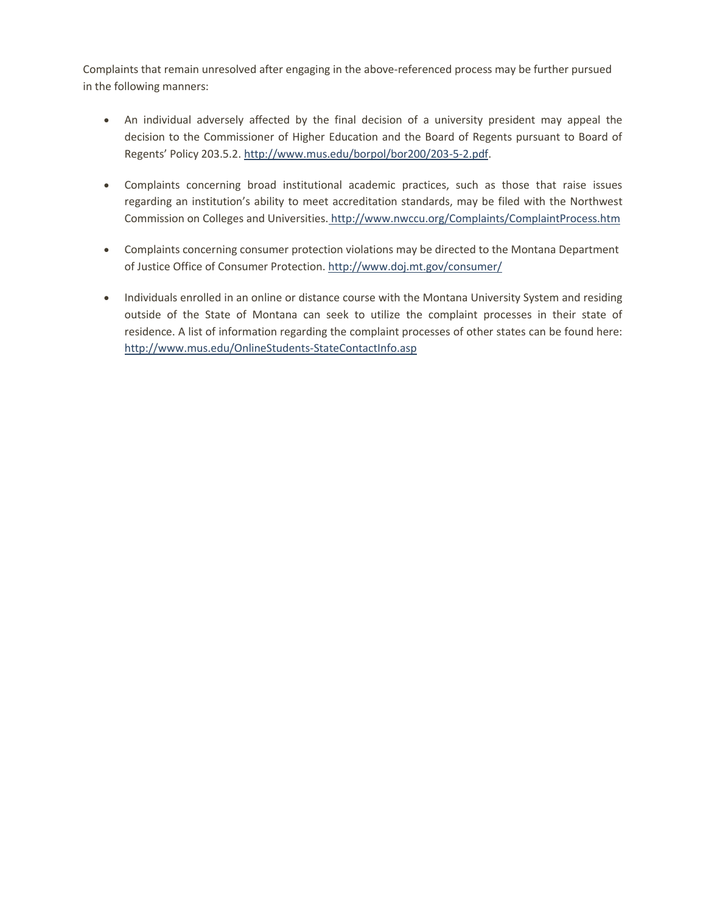Complaints that remain unresolved after engaging in the above-referenced process may be further pursued in the following manners:

- An individual adversely affected by the final decision of a university president may appeal the decision to the Commissioner of Higher Education and the Board of Regents pursuant to Board of Regents' Policy 203.5.2. http://www.mus.edu/borpol/bor200/203-5-2.pdf.
- Complaints concerning broad institutional academic practices, such as those that raise issues regarding an institution's ability to meet accreditation standards, may be filed with the Northwest Commission on Colleges and Universities. http://www.nwccu.org/Complaints/ComplaintProcess.htm
- Complaints concerning consumer protection violations may be directed to the Montana Department of Justice Office of Consumer Protection. http://www.doj.mt.gov/consumer/
- Individuals enrolled in an online or distance course with the Montana University System and residing outside of the State of Montana can seek to utilize the complaint processes in their state of residence. A list of information regarding the complaint processes of other states can be found here: http://www.mus.edu/OnlineStudents-StateContactInfo.asp